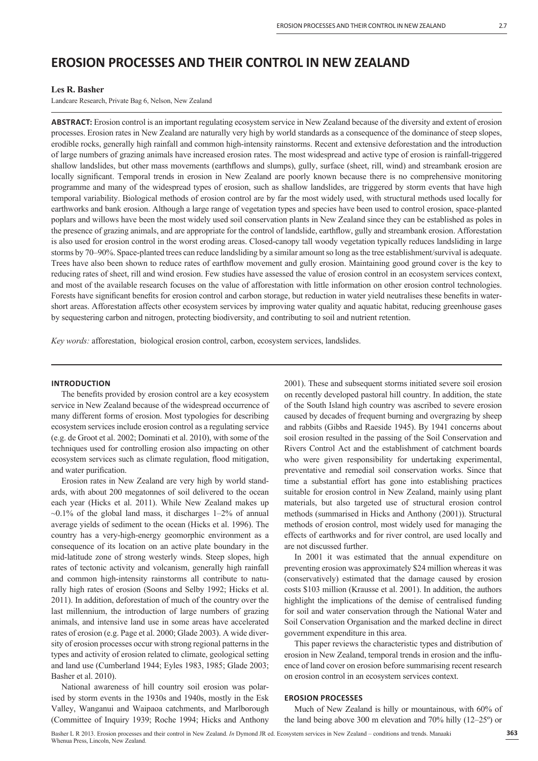# EROSION PROCESSES AND THEIR CONTROL IN NEW ZEALAND

**Les R. Basher**

Landcare Research, Private Bag 6, Nelson, New Zealand

**ABSTRACT:** Erosion control is an important regulating ecosystem service in New Zealand because of the diversity and extent of erosion processes. Erosion rates in New Zealand are naturally very high by world standards as a consequence of the dominance of steep slopes, erodible rocks, generally high rainfall and common high-intensity rainstorms. Recent and extensive deforestation and the introduction of large numbers of grazing animals have increased erosion rates. The most widespread and active type of erosion is rainfall-triggered shallow landslides, but other mass movements (earthflows and slumps), gully, surface (sheet, rill, wind) and streambank erosion are locally significant. Temporal trends in erosion in New Zealand are poorly known because there is no comprehensive monitoring programme and many of the widespread types of erosion, such as shallow landslides, are triggered by storm events that have high temporal variability. Biological methods of erosion control are by far the most widely used, with structural methods used locally for earthworks and bank erosion. Although a large range of vegetation types and species have been used to control erosion, space-planted poplars and willows have been the most widely used soil conservation plants in New Zealand since they can be established as poles in the presence of grazing animals, and are appropriate for the control of landslide, earthflow, gully and streambank erosion. Afforestation is also used for erosion control in the worst eroding areas. Closed-canopy tall woody vegetation typically reduces landsliding in large storms by 70–90%. Space-planted trees can reduce landsliding by a similar amount so long as the tree establishment/survival is adequate. Trees have also been shown to reduce rates of earthflow movement and gully erosion. Maintaining good ground cover is the key to reducing rates of sheet, rill and wind erosion. Few studies have assessed the value of erosion control in an ecosystem services context, and most of the available research focuses on the value of afforestation with little information on other erosion control technologies. Forests have significant benefits for erosion control and carbon storage, but reduction in water yield neutralises these benefits in water-short areas. Afforestation affects other ecosystem services by improving water quality and aquatic habitat, reducing greenhouse gases by sequestering carbon and nitrogen, protecting biodiversity, and contributing to soil and nutrient retention.

*Key words:* afforestation, biological erosion control, carbon, ecosystem services, landslides.

## INTRODUCTION

The benefits provided by erosion control are a key ecosystem service in New Zealand because of the widespread occurrence of many different forms of erosion. Most typologies for describing ecosystem services include erosion control as a regulating service (e.g. de Groot et al. 2002; Dominati et al. 2010), with some of the techniques used for controlling erosion also impacting on other ecosystem services such as climate regulation, flood mitigation, and water purification.

Erosion rates in New Zealand are very high by world standards, with about 200 megatonnes of soil delivered to the ocean each year (Hicks et al. 2011). While New Zealand makes up ~0.1% of the global land mass, it discharges 1–2% of annual average yields of sediment to the ocean (Hicks et al. 1996). The country has a very-high-energy geomorphic environment as a consequence of its location on an active plate boundary in the mid-latitude zone of strong westerly winds. Steep slopes, high rates of tectonic activity and volcanism, generally high rainfall and common high-intensity rainstorms all contribute to naturally high rates of erosion (Soons and Selby 1992; Hicks et al. 2011). In addition, deforestation of much of the country over the last millennium, the introduction of large numbers of grazing animals, and intensive land use in some areas have accelerated rates of erosion (e.g. Page et al. 2000; Glade 2003). A wide diversity of erosion processes occur with strong regional patterns in the types and activity of erosion related to climate, geological setting and land use (Cumberland 1944; Eyles 1983, 1985; Glade 2003; Basher et al. 2010).

National awareness of hill country soil erosion was polarised by storm events in the 1930s and 1940s, mostly in the Esk Valley, Wanganui and Waipaoa catchments, and Marlborough (Committee of Inquiry 1939; Roche 1994; Hicks and Anthony 2001). These and subsequent storms initiated severe soil erosion on recently developed pastoral hill country. In addition, the state of the South Island high country was ascribed to severe erosion caused by decades of frequent burning and overgrazing by sheep and rabbits (Gibbs and Raeside 1945). By 1941 concerns about soil erosion resulted in the passing of the Soil Conservation and Rivers Control Act and the establishment of catchment boards who were given responsibility for undertaking experimental, preventative and remedial soil conservation works. Since that time a substantial effort has gone into establishing practices suitable for erosion control in New Zealand, mainly using plant materials, but also targeted use of structural erosion control methods (summarised in Hicks and Anthony (2001)). Structural methods of erosion control, most widely used for managing the effects of earthworks and for river control, are used locally and are not discussed further.

In 2001 it was estimated that the annual expenditure on preventing erosion was approximately $24 million whereas it was (conservatively) estimated that the damage caused by erosion costs $103 million (Krausse et al. 2001). In addition, the authors highlight the implications of the demise of centralised funding for soil and water conservation through the National Water and Soil Conservation Organisation and the marked decline in direct government expenditure in this area.

This paper reviews the characteristic types and distribution of erosion in New Zealand, temporal trends in erosion and the influence of land cover on erosion before summarising recent research on erosion control in an ecosystem services context.

## EROSION PROCESSES

Much of New Zealand is hilly or mountainous, with 60% of the land being above 300 m elevation and 70% hilly (12–25º) or

Basher L R 2013. Erosion processes and their control in New Zealand. *In* Dymond JR ed. Ecosystem services in New Zealand – conditions and trends. Manaaki Whenua Press, Lincoln, New Zealand.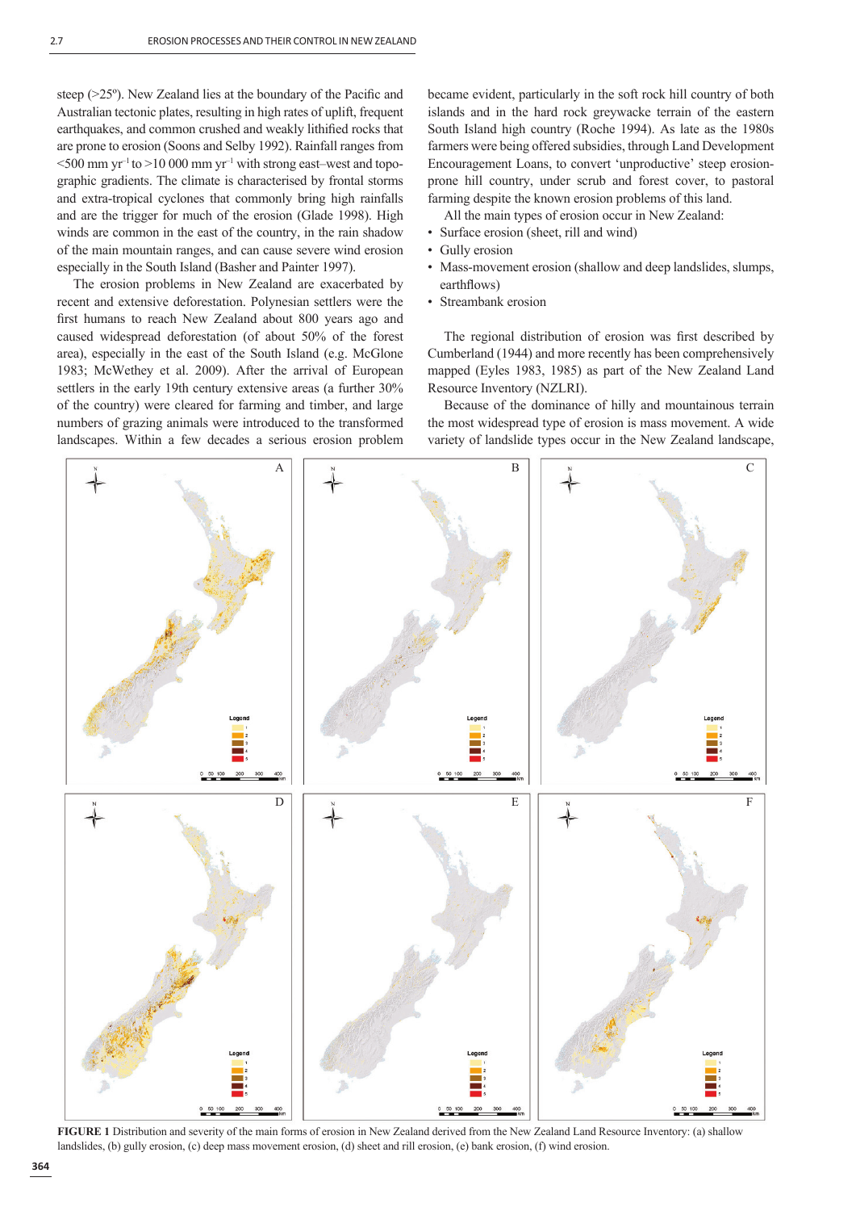steep (>25º). New Zealand lies at the boundary of the Pacific and Australian tectonic plates, resulting in high rates of uplift, frequent earthquakes, and common crushed and weakly lithified rocks that are prone to erosion (Soons and Selby 1992). Rainfall ranges from <500 mm $yr^{-1}$ to >10 000 mm $yr^{-1}$ with strong east–west and topographic gradients. The climate is characterised by frontal storms and extra-tropical cyclones that commonly bring high rainfalls and are the trigger for much of the erosion (Glade 1998). High winds are common in the east of the country, in the rain shadow of the main mountain ranges, and can cause severe wind erosion especially in the South Island (Basher and Painter 1997).

The erosion problems in New Zealand are exacerbated by recent and extensive deforestation. Polynesian settlers were the first humans to reach New Zealand about 800 years ago and caused widespread deforestation (of about 50% of the forest area), especially in the east of the South Island (e.g. McGlone 1983; McWethey et al. 2009). After the arrival of European settlers in the early 19th century extensive areas (a further 30% of the country) were cleared for farming and timber, and large numbers of grazing animals were introduced to the transformed landscapes. Within a few decades a serious erosion problem became evident, particularly in the soft rock hill country of both islands and in the hard rock greywacke terrain of the eastern South Island high country (Roche 1994). As late as the 1980s farmers were being offered subsidies, through Land Development Encouragement Loans, to convert 'unproductive' steep erosion-prone hill country, under scrub and forest cover, to pastoral farming despite the known erosion problems of this land.

All the main types of erosion occur in New Zealand:

- Surface erosion (sheet, rill and wind)
- Gully erosion
- Mass-movement erosion (shallow and deep landslides, slumps, earthflows)
- Streambank erosion

The regional distribution of erosion was first described by Cumberland (1944) and more recently has been comprehensively mapped (Eyles 1983, 1985) as part of the New Zealand Land Resource Inventory (NZLRI).

Because of the dominance of hilly and mountainous terrain the most widespread type of erosion is mass movement. A wide variety of landslide types occur in the New Zealand landscape,

**FIGURE 1** Distribution and severity of the main forms of erosion in New Zealand derived from the New Zealand Land Resource Inventory: (a) shallow landslides, (b) gully erosion, (c) deep mass movement erosion, (d) sheet and rill erosion, (e) bank erosion, (f) wind erosion.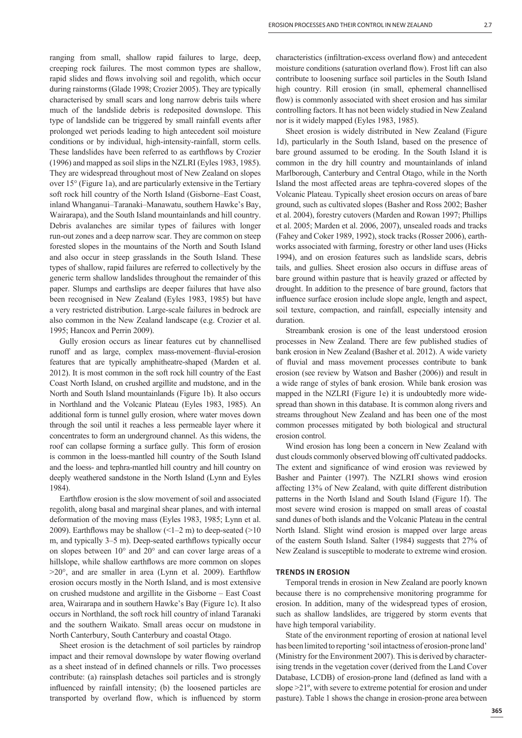ranging from small, shallow rapid failures to large, deep, creeping rock failures. The most common types are shallow, rapid slides and flows involving soil and regolith, which occur during rainstorms (Glade 1998; Crozier 2005). They are typically characterised by small scars and long narrow debris tails where much of the landslide debris is redeposited downslope. This type of landslide can be triggered by small rainfall events after prolonged wet periods leading to high antecedent soil moisture conditions or by individual, high-intensity-rainfall, storm cells. These landslides have been referred to as earthflows by Crozier (1996) and mapped as soil slips in the NZLRI (Eyles 1983, 1985). They are widespread throughout most of New Zealand on slopes over 15° (Figure 1a), and are particularly extensive in the Tertiary soft rock hill country of the North Island (Gisborne–East Coast, inland Whanganui–Taranaki–Manawatu, southern Hawke's Bay, Wairarapa), and the South Island mountainlands and hill country. Debris avalanches are similar types of failures with longer run-out zones and a deep narrow scar. They are common on steep forested slopes in the mountains of the North and South Island and also occur in steep grasslands in the South Island. These types of shallow, rapid failures are referred to collectively by the generic term shallow landslides throughout the remainder of this paper. Slumps and earthslips are deeper failures that have also been recognised in New Zealand (Eyles 1983, 1985) but have a very restricted distribution. Large-scale failures in bedrock are also common in the New Zealand landscape (e.g. Crozier et al. 1995; Hancox and Perrin 2009).

Gully erosion occurs as linear features cut by channellised runoff and as large, complex mass-movement–fluvial-erosion features that are typically amphitheatre-shaped (Marden et al. 2012). It is most common in the soft rock hill country of the East Coast North Island, on crushed argillite and mudstone, and in the North and South Island mountainlands (Figure 1b). It also occurs in Northland and the Volcanic Plateau (Eyles 1983, 1985). An additional form is tunnel gully erosion, where water moves down through the soil until it reaches a less permeable layer where it concentrates to form an underground channel. As this widens, the roof can collapse forming a surface gully. This form of erosion is common in the loess-mantled hill country of the South Island and the loess- and tephra-mantled hill country and hill country on deeply weathered sandstone in the North Island (Lynn and Eyles 1984).

Earthflow erosion is the slow movement of soil and associated regolith, along basal and marginal shear planes, and with internal deformation of the moving mass (Eyles 1983, 1985; Lynn et al. 2009). Earthflows may be shallow (<1–2 m) to deep-seated (>10 m, and typically 3–5 m). Deep-seated earthflows typically occur on slopes between 10° and 20° and can cover large areas of a hillslope, while shallow earthflows are more common on slopes >20°, and are smaller in area (Lynn et al. 2009). Earthflow erosion occurs mostly in the North Island, and is most extensive on crushed mudstone and argillite in the Gisborne – East Coast area, Wairarapa and in southern Hawke's Bay (Figure 1c). It also occurs in Northland, the soft rock hill country of inland Taranaki and the southern Waikato. Small areas occur on mudstone in North Canterbury, South Canterbury and coastal Otago.

Sheet erosion is the detachment of soil particles by raindrop impact and their removal downslope by water flowing overland as a sheet instead of in defined channels or rills. Two processes contribute: (a) rainsplash detaches soil particles and is strongly influenced by rainfall intensity; (b) the loosened particles are transported by overland flow, which is influenced by storm characteristics (infiltration-excess overland flow) and antecedent moisture conditions (saturation overland flow). Frost lift can also contribute to loosening surface soil particles in the South Island high country. Rill erosion (in small, ephemeral channellised flow) is commonly associated with sheet erosion and has similar controlling factors. It has not been widely studied in New Zealand nor is it widely mapped (Eyles 1983, 1985).

Sheet erosion is widely distributed in New Zealand (Figure 1d), particularly in the South Island, based on the presence of bare ground assumed to be eroding. In the South Island it is common in the dry hill country and mountainlands of inland Marlborough, Canterbury and Central Otago, while in the North Island the most affected areas are tephra-covered slopes of the Volcanic Plateau. Typically sheet erosion occurs on areas of bare ground, such as cultivated slopes (Basher and Ross 2002; Basher et al. 2004), forestry cutovers (Marden and Rowan 1997; Phillips et al. 2005; Marden et al. 2006, 2007), unsealed roads and tracks (Fahey and Coker 1989, 1992), stock tracks (Rosser 2006), earthworks associated with farming, forestry or other land uses (Hicks 1994), and on erosion features such as landslide scars, debris tails, and gullies. Sheet erosion also occurs in diffuse areas of bare ground within pasture that is heavily grazed or affected by drought. In addition to the presence of bare ground, factors that influence surface erosion include slope angle, length and aspect, soil texture, compaction, and rainfall, especially intensity and duration.

Streambank erosion is one of the least understood erosion processes in New Zealand. There are few published studies of bank erosion in New Zealand (Basher et al. 2012). A wide variety of fluvial and mass movement processes contribute to bank erosion (see review by Watson and Basher (2006)) and result in a wide range of styles of bank erosion. While bank erosion was mapped in the NZLRI (Figure 1e) it is undoubtedly more widespread than shown in this database. It is common along rivers and streams throughout New Zealand and has been one of the most common processes mitigated by both biological and structural erosion control.

Wind erosion has long been a concern in New Zealand with dust clouds commonly observed blowing off cultivated paddocks. The extent and significance of wind erosion was reviewed by Basher and Painter (1997). The NZLRI shows wind erosion affecting 13% of New Zealand, with quite different distribution patterns in the North Island and South Island (Figure 1f). The most severe wind erosion is mapped on small areas of coastal sand dunes of both islands and the Volcanic Plateau in the central North Island. Slight wind erosion is mapped over large areas of the eastern South Island. Salter (1984) suggests that 27% of New Zealand is susceptible to moderate to extreme wind erosion.

## TRENDS IN EROSION

Temporal trends in erosion in New Zealand are poorly known because there is no comprehensive monitoring programme for erosion. In addition, many of the widespread types of erosion, such as shallow landslides, are triggered by storm events that have high temporal variability.

State of the environment reporting of erosion at national level has been limited to reporting 'soil intactness of erosion-prone land' (Ministry for the Environment 2007). This is derived by characterising trends in the vegetation cover (derived from the Land Cover Database, LCDB) of erosion-prone land (defined as land with a slope >21º, with severe to extreme potential for erosion and under pasture). Table 1 shows the change in erosion-prone area between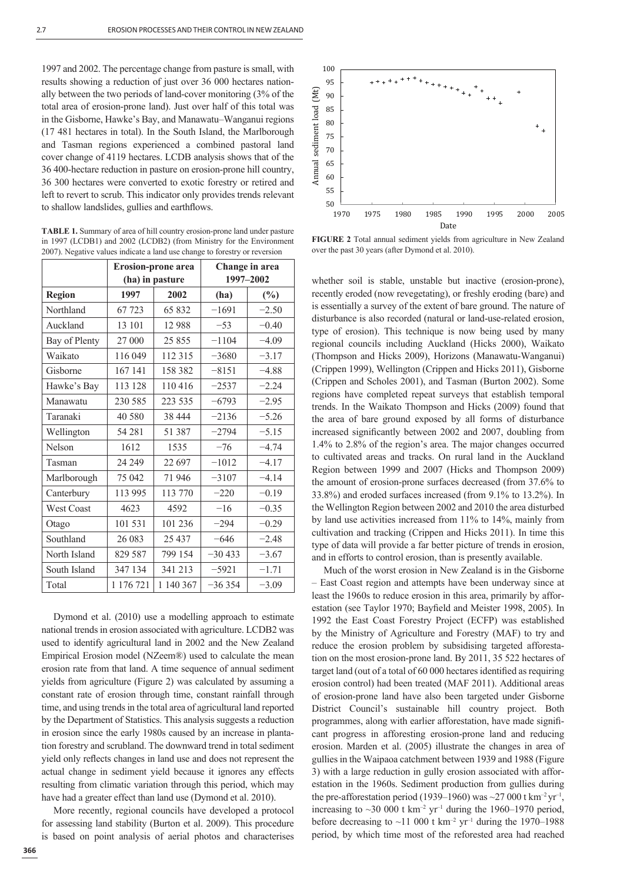1997 and 2002. The percentage change from pasture is small, with results showing a reduction of just over 36 000 hectares nationally between the two periods of land-cover monitoring (3% of the total area of erosion-prone land). Just over half of this total was in the Gisborne, Hawke's Bay, and Manawatu–Wanganui regions (17 481 hectares in total). In the South Island, the Marlborough and Tasman regions experienced a combined pastoral land cover change of 4119 hectares. LCDB analysis shows that of the 36 400-hectare reduction in pasture on erosion-prone hill country, 36 300 hectares were converted to exotic forestry or retired and left to revert to scrub. This indicator only provides trends relevant to shallow landslides, gullies and earthflows.

**TABLE 1.** Summary of area of hill country erosion-prone land under pasture in 1997 (LCDB1) and 2002 (LCDB2) (from Ministry for the Environment 2007). Negative values indicate a land use change to forestry or reversion

| | Erosion-prone area (ha) in pasture | | Change in area 1997–2002 | |
|---|---|---|---|---|
| **Region** | **1997** | **2002** | **(ha)** | **(%)** |
| Northland | 67 723 | 65 832 | −1691 | −2.50 |
| Auckland | 13 101 | 12 988 | −53 | −0.40 |
| Bay of Plenty | 27 000 | 25 855 | −1104 | −4.09 |
| Waikato | 116 049 | 112 315 | −3680 | −3.17 |
| Gisborne | 167 141 | 158 382 | −8151 | −4.88 |
| Hawke's Bay | 113 128 | 110 416 | −2537 | −2.24 |
| Manawatu | 230 585 | 223 535 | −6793 | −2.95 |
| Taranaki | 40 580 | 38 444 | −2136 | −5.26 |
| Wellington | 54 281 | 51 387 | −2794 | −5.15 |
| Nelson | 1612 | 1535 | −76 | −4.74 |
| Tasman | 24 249 | 22 697 | −1012 | −4.17 |
| Marlborough | 75 042 | 71 946 | −3107 | −4.14 |
| Canterbury | 113 995 | 113 770 | −220 | −0.19 |
| West Coast | 4623 | 4592 | −16 | −0.35 |
| Otago | 101 531 | 101 236 | −294 | −0.29 |
| Southland | 26 083 | 25 437 | −646 | −2.48 |
| North Island | 829 587 | 799 154 | −30 433 | −3.67 |
| South Island | 347 134 | 341 213 | −5921 | −1.71 |
| Total | 1 176 721 | 1 140 367 | −36 354 | −3.09 |

Dymond et al. (2010) use a modelling approach to estimate national trends in erosion associated with agriculture. LCDB2 was used to identify agricultural land in 2002 and the New Zealand Empirical Erosion model (NZeem®) used to calculate the mean erosion rate from that land. A time sequence of annual sediment yields from agriculture (Figure 2) was calculated by assuming a constant rate of erosion through time, constant rainfall through time, and using trends in the total area of agricultural land reported by the Department of Statistics. This analysis suggests a reduction in erosion since the early 1980s caused by an increase in plantation forestry and scrubland. The downward trend in total sediment yield only reflects changes in land use and does not represent the actual change in sediment yield because it ignores any effects resulting from climatic variation through this period, which may have had a greater effect than land use (Dymond et al. 2010).

More recently, regional councils have developed a protocol for assessing land stability (Burton et al. 2009). This procedure is based on point analysis of aerial photos and characterises whether soil is stable, unstable but inactive (erosion-prone), recently eroded (now revegetating), or freshly eroding (bare) and is essentially a survey of the extent of bare ground. The nature of disturbance is also recorded (natural or land-use-related erosion, type of erosion). This technique is now being used by many regional councils including Auckland (Hicks 2000), Waikato (Thompson and Hicks 2009), Horizons (Manawatu-Wanganui) (Crippen 1999), Wellington (Crippen and Hicks 2011), Gisborne (Crippen and Scholes 2001), and Tasman (Burton 2002). Some regions have completed repeat surveys that establish temporal trends. In the Waikato Thompson and Hicks (2009) found that the area of bare ground exposed by all forms of disturbance increased significantly between 2002 and 2007, doubling from 1.4% to 2.8% of the region's area. The major changes occurred to cultivated areas and tracks. On rural land in the Auckland Region between 1999 and 2007 (Hicks and Thompson 2009) the amount of erosion-prone surfaces decreased (from 37.6% to 33.8%) and eroded surfaces increased (from 9.1% to 13.2%). In the Wellington Region between 2002 and 2010 the area disturbed by land use activities increased from 11% to 14%, mainly from cultivation and tracking (Crippen and Hicks 2011). In time this type of data will provide a far better picture of trends in erosion, and in efforts to control erosion, than is presently available.

**FIGURE 2** Total annual sediment yields from agriculture in New Zealand over the past 30 years (after Dymond et al. 2010).

Much of the worst erosion in New Zealand is in the Gisborne – East Coast region and attempts have been underway since at least the 1960s to reduce erosion in this area, primarily by afforestation (see Taylor 1970; Bayfield and Meister 1998, 2005). In 1992 the East Coast Forestry Project (ECFP) was established by the Ministry of Agriculture and Forestry (MAF) to try and reduce the erosion problem by subsidising targeted afforestation on the most erosion-prone land. By 2011, 35 522 hectares of target land (out of a total of 60 000 hectares identified as requiring erosion control) had been treated (MAF 2011). Additional areas of erosion-prone land have also been targeted under Gisborne District Council's sustainable hill country project. Both programmes, along with earlier afforestation, have made significant progress in afforesting erosion-prone land and reducing erosion. Marden et al. (2005) illustrate the changes in area of gullies in the Waipaoa catchment between 1939 and 1988 (Figure 3) with a large reduction in gully erosion associated with afforestation in the 1960s. Sediment production from gullies during the pre-afforestation period (1939–1960) was ~27 000 t km$^{-2}$ yr$^{-1}$, increasing to ~30 000 t km$^{-2}$ yr$^{-1}$ during the 1960–1970 period, before decreasing to ~11 000 t km$^{-2}$ yr$^{-1}$ during the 1970–1988 period, by which time most of the reforested area had reached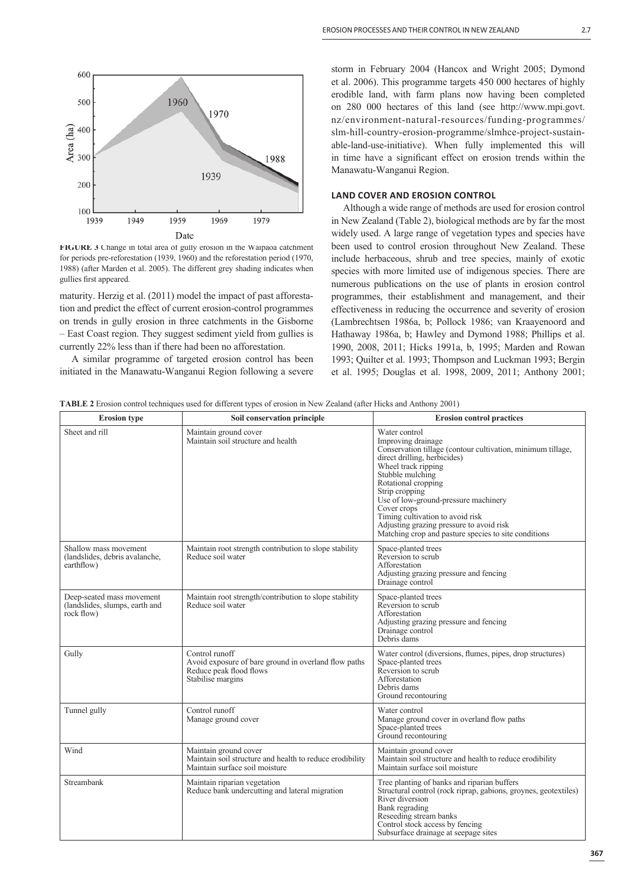FIGURE 3 Change in total area of gully erosion in the Waipaoa catchment for periods pre-reforestation (1939, 1960) and the reforestation period (1970, 1988) (after Marden et al. 2005). The different grey shading indicates when gullies first appeared.

maturity. Herzig et al. (2011) model the impact of past afforestation and predict the effect of current erosion-control programmes on trends in gully erosion in three catchments in the Gisborne – East Coast region. They suggest sediment yield from gullies is currently 22% less than if there had been no afforestation.

A similar programme of targeted erosion control has been initiated in the Manawatu-Wanganui Region following a severe storm in February 2004 (Hancox and Wright 2005; Dymond et al. 2006). This programme targets 450 000 hectares of highly erodible land, with farm plans now having been completed on 280 000 hectares of this land (see http://www.mpi.govt.nz/environment-natural-resources/funding-programmes/slm-hill-country-erosion-programme/slmhce-project-sustainable-land-use-initiative). When fully implemented this will in time have a significant effect on erosion trends within the Manawatu-Wanganui Region.

## LAND COVER AND EROSION CONTROL

Although a wide range of methods are used for erosion control in New Zealand (Table 2), biological methods are by far the most widely used. A large range of vegetation types and species have been used to control erosion throughout New Zealand. These include herbaceous, shrub and tree species, mainly of exotic species with more limited use of indigenous species. There are numerous publications on the use of plants in erosion control programmes, their establishment and management, and their effectiveness in reducing the occurrence and severity of erosion (Lambrechtsen 1986a, b; Pollock 1986; van Kraayenoord and Hathaway 1986a, b; Hawley and Dymond 1988; Phillips et al. 1990, 2008, 2011; Hicks 1991a, b, 1995; Marden and Rowan 1993; Quilter et al. 1993; Thompson and Luckman 1993; Bergin et al. 1995; Douglas et al. 1998, 2009, 2011; Anthony 2001;

**TABLE 2** Erosion control techniques used for different types of erosion in New Zealand (after Hicks and Anthony 2001)

| Erosion type | Soil conservation principle | Erosion control practices |
|---|---|---|
| Sheet and rill | Maintain ground cover<br>Maintain soil structure and health | Water control<br>Improving drainage<br>Conservation tillage (contour cultivation, minimum tillage, direct drilling, herbicides)<br>Wheel track ripping<br>Stubble mulching<br>Rotational cropping<br>Strip cropping<br>Use of low-ground-pressure machinery<br>Cover crops<br>Timing cultivation to avoid risk<br>Adjusting grazing pressure to avoid risk<br>Matching crop and pasture species to site conditions |
| Shallow mass movement (landslides, debris avalanche, earthflow) | Maintain root strength contribution to slope stability<br>Reduce soil water | Space-planted trees<br>Reversion to scrub<br>Afforestation<br>Adjusting grazing pressure and fencing<br>Drainage control |
| Deep-seated mass movement (landslides, slumps, earth and rock flow) | Maintain root strength/contribution to slope stability<br>Reduce soil water | Space-planted trees<br>Reversion to scrub<br>Afforestation<br>Adjusting grazing pressure and fencing<br>Drainage control<br>Debris dams |
| Gully | Control runoff<br>Avoid exposure of bare ground in overland flow paths<br>Reduce peak flood flows<br>Stabilise margins | Water control (diversions, flumes, pipes, drop structures)<br>Space-planted trees<br>Reversion to scrub<br>Afforestation<br>Debris dams<br>Ground recontouring |
| Tunnel gully | Control runoff<br>Manage ground cover | Water control<br>Manage ground cover in overland flow paths<br>Space-planted trees<br>Ground recontouring |
| Wind | Maintain ground cover<br>Maintain soil structure and health to reduce erodibility<br>Maintain surface soil moisture | Maintain ground cover<br>Maintain soil structure and health to reduce erodibility<br>Maintain surface soil moisture |
| Streambank | Maintain riparian vegetation<br>Reduce bank undercutting and lateral migration | Tree planting of banks and riparian buffers<br>Structural control (rock riprap, gabions, groynes, geotextiles)<br>River diversion<br>Bank regrading<br>Reseeding stream banks<br>Control stock access by fencing<br>Subsurface drainage at seepage sites |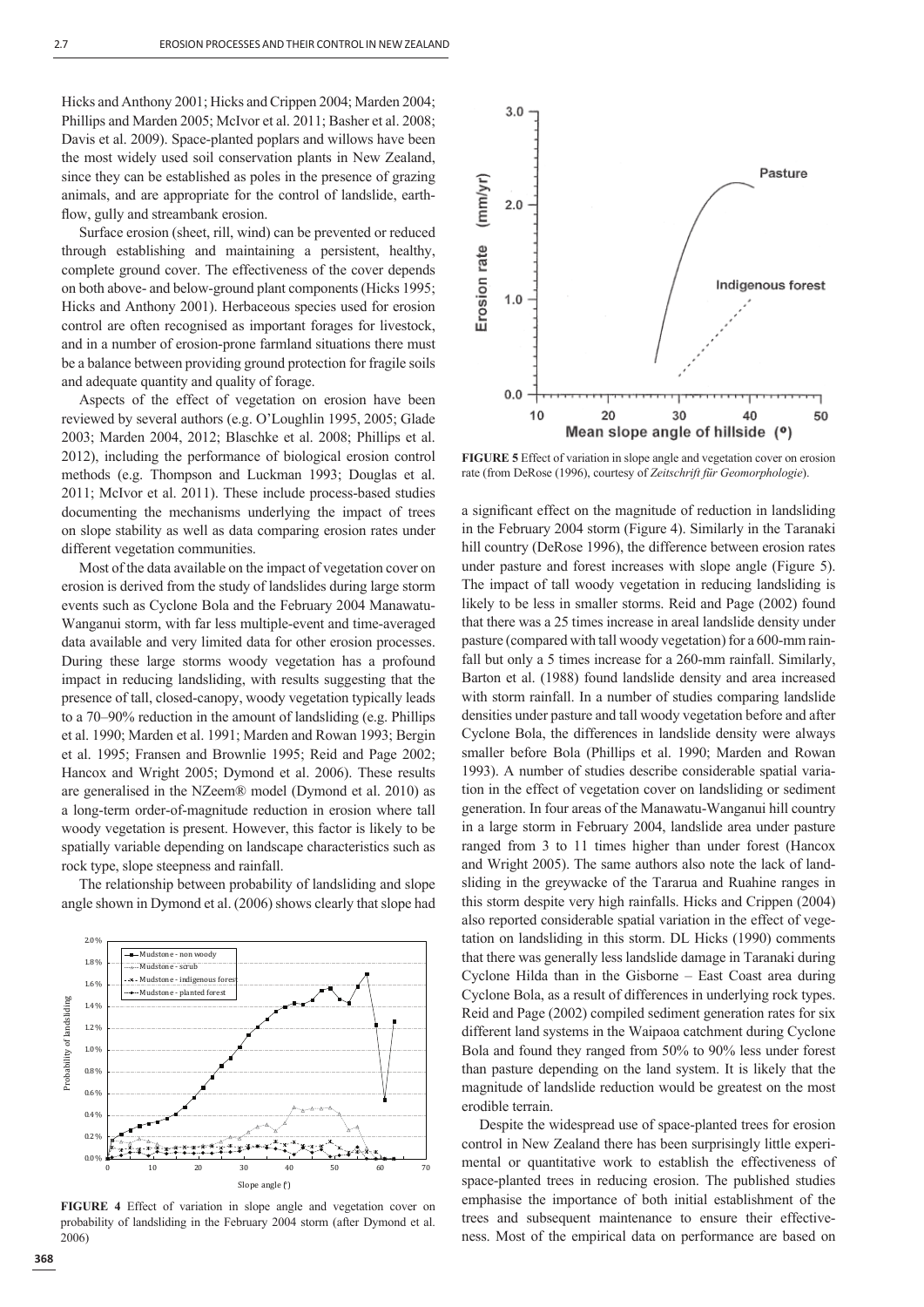Hicks and Anthony 2001; Hicks and Crippen 2004; Marden 2004; Phillips and Marden 2005; McIvor et al. 2011; Basher et al. 2008; Davis et al. 2009). Space-planted poplars and willows have been the most widely used soil conservation plants in New Zealand, since they can be established as poles in the presence of grazing animals, and are appropriate for the control of landslide, earthflow, gully and streambank erosion.

Surface erosion (sheet, rill, wind) can be prevented or reduced through establishing and maintaining a persistent, healthy, complete ground cover. The effectiveness of the cover depends on both above- and below-ground plant components (Hicks 1995; Hicks and Anthony 2001). Herbaceous species used for erosion control are often recognised as important forages for livestock, and in a number of erosion-prone farmland situations there must be a balance between providing ground protection for fragile soils and adequate quantity and quality of forage.

Aspects of the effect of vegetation on erosion have been reviewed by several authors (e.g. O'Loughlin 1995, 2005; Glade 2003; Marden 2004, 2012; Blaschke et al. 2008; Phillips et al. 2012), including the performance of biological erosion control methods (e.g. Thompson and Luckman 1993; Douglas et al. 2011; McIvor et al. 2011). These include process-based studies documenting the mechanisms underlying the impact of trees on slope stability as well as data comparing erosion rates under different vegetation communities.

Most of the data available on the impact of vegetation cover on erosion is derived from the study of landslides during large storm events such as Cyclone Bola and the February 2004 Manawatu-Wanganui storm, with far less multiple-event and time-averaged data available and very limited data for other erosion processes. During these large storms woody vegetation has a profound impact in reducing landsliding, with results suggesting that the presence of tall, closed-canopy, woody vegetation typically leads to a 70–90% reduction in the amount of landsliding (e.g. Phillips et al. 1990; Marden et al. 1991; Marden and Rowan 1993; Bergin et al. 1995; Fransen and Brownlie 1995; Reid and Page 2002; Hancox and Wright 2005; Dymond et al. 2006). These results are generalised in the NZeem® model (Dymond et al. 2010) as a long-term order-of-magnitude reduction in erosion where tall woody vegetation is present. However, this factor is likely to be spatially variable depending on landscape characteristics such as rock type, slope steepness and rainfall.

The relationship between probability of landsliding and slope angle shown in Dymond et al. (2006) shows clearly that slope had a significant effect on the magnitude of reduction in landsliding in the February 2004 storm (Figure 4). Similarly in the Taranaki hill country (DeRose 1996), the difference between erosion rates under pasture and forest increases with slope angle (Figure 5). The impact of tall woody vegetation in reducing landsliding is likely to be less in smaller storms. Reid and Page (2002) found that there was a 25 times increase in areal landslide density under pasture (compared with tall woody vegetation) for a 600-mm rainfall but only a 5 times increase for a 260-mm rainfall. Similarly, Barton et al. (1988) found landslide density and area increased with storm rainfall. In a number of studies comparing landslide densities under pasture and tall woody vegetation before and after Cyclone Bola, the differences in landslide density were always smaller before Bola (Phillips et al. 1990; Marden and Rowan 1993). A number of studies describe considerable spatial variation in the effect of vegetation cover on landsliding or sediment generation. In four areas of the Manawatu-Wanganui hill country in a large storm in February 2004, landslide area under pasture ranged from 3 to 11 times higher than under forest (Hancox and Wright 2005). The same authors also note the lack of landsliding in the greywacke of the Tararua and Ruahine ranges in this storm despite very high rainfalls. Hicks and Crippen (2004) also reported considerable spatial variation in the effect of vegetation on landsliding in this storm. DL Hicks (1990) comments that there was generally less landslide damage in Taranaki during Cyclone Hilda than in the Gisborne – East Coast area during Cyclone Bola, as a result of differences in underlying rock types. Reid and Page (2002) compiled sediment generation rates for six different land systems in the Waipaoa catchment during Cyclone Bola and found they ranged from 50% to 90% less under forest than pasture depending on the land system. It is likely that the magnitude of landslide reduction would be greatest on the most erodible terrain.

Despite the widespread use of space-planted trees for erosion control in New Zealand there has been surprisingly little experimental or quantitative work to establish the effectiveness of space-planted trees in reducing erosion. The published studies emphasise the importance of both initial establishment of the trees and subsequent maintenance to ensure their effectiveness. Most of the empirical data on performance are based on

**FIGURE 4** Effect of variation in slope angle and vegetation cover on probability of landsliding in the February 2004 storm (after Dymond et al. 2006)

**FIGURE 5** Effect of variation in slope angle and vegetation cover on erosion rate (from DeRose (1996), courtesy of *Zeitschrift für Geomorphologie*).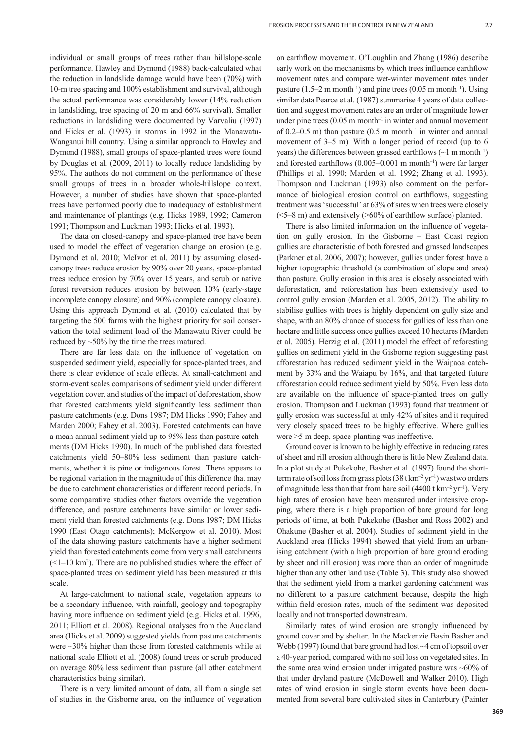individual or small groups of trees rather than hillslope-scale performance. Hawley and Dymond (1988) back-calculated what the reduction in landslide damage would have been (70%) with 10-m tree spacing and 100% establishment and survival, although the actual performance was considerably lower (14% reduction in landsliding, tree spacing of 20 m and 66% survival). Smaller reductions in landsliding were documented by Varvaliu (1997) and Hicks et al. (1993) in storms in 1992 in the Manawatu-Wanganui hill country. Using a similar approach to Hawley and Dymond (1988), small groups of space-planted trees were found by Douglas et al. (2009, 2011) to locally reduce landsliding by 95%. The authors do not comment on the performance of these small groups of trees in a broader whole-hillslope context. However, a number of studies have shown that space-planted trees have performed poorly due to inadequacy of establishment and maintenance of plantings (e.g. Hicks 1989, 1992; Cameron 1991; Thompson and Luckman 1993; Hicks et al. 1993).

The data on closed-canopy and space-planted tree have been used to model the effect of vegetation change on erosion (e.g. Dymond et al. 2010; McIvor et al. 2011) by assuming closed-canopy trees reduce erosion by 90% over 20 years, space-planted trees reduce erosion by 70% over 15 years, and scrub or native forest reversion reduces erosion by between 10% (early-stage incomplete canopy closure) and 90% (complete canopy closure). Using this approach Dymond et al. (2010) calculated that by targeting the 500 farms with the highest priority for soil conservation the total sediment load of the Manawatu River could be reduced by ~50% by the time the trees matured.

There are far less data on the influence of vegetation on suspended sediment yield, especially for space-planted trees, and there is clear evidence of scale effects. At small-catchment and storm-event scales comparisons of sediment yield under different vegetation cover, and studies of the impact of deforestation, show that forested catchments yield significantly less sediment than pasture catchments (e.g. Dons 1987; DM Hicks 1990; Fahey and Marden 2000; Fahey et al. 2003). Forested catchments can have a mean annual sediment yield up to 95% less than pasture catchments (DM Hicks 1990). In much of the published data forested catchments yield 50–80% less sediment than pasture catchments, whether it is pine or indigenous forest. There appears to be regional variation in the magnitude of this difference that may be due to catchment characteristics or different record periods. In some comparative studies other factors override the vegetation difference, and pasture catchments have similar or lower sediment yield than forested catchments (e.g. Dons 1987; DM Hicks 1990 (East Otago catchments); McKergow et al. 2010). Most of the data showing pasture catchments have a higher sediment yield than forested catchments come from very small catchments (<1–10 km$^2$). There are no published studies where the effect of space-planted trees on sediment yield has been measured at this scale.

At large-catchment to national scale, vegetation appears to be a secondary influence, with rainfall, geology and topography having more influence on sediment yield (e.g. Hicks et al. 1996, 2011; Elliott et al. 2008). Regional analyses from the Auckland area (Hicks et al. 2009) suggested yields from pasture catchments were ~30% higher than those from forested catchments while at national scale Elliott et al. (2008) found trees or scrub produced on average 80% less sediment than pasture (all other catchment characteristics being similar).

There is a very limited amount of data, all from a single set of studies in the Gisborne area, on the influence of vegetation on earthflow movement. O'Loughlin and Zhang (1986) describe early work on the mechanisms by which trees influence earthflow movement rates and compare wet-winter movement rates under pasture (1.5–2 m month$^{-1}$) and pine trees (0.05 m month$^{-1}$). Using similar data Pearce et al. (1987) summarise 4 years of data collection and suggest movement rates are an order of magnitude lower under pine trees (0.05 m month$^{-1}$ in winter and annual movement of 0.2–0.5 m) than pasture (0.5 m month$^{-1}$ in winter and annual movement of 3–5 m). With a longer period of record (up to 6 years) the differences between grassed earthflows (~1 m month$^{-1}$) and forested earthflows (0.005–0.001 m month$^{-1}$) were far larger (Phillips et al. 1990; Marden et al. 1992; Zhang et al. 1993). Thompson and Luckman (1993) also comment on the performance of biological erosion control on earthflows, suggesting treatment was 'successful' at 63% of sites when trees were closely (<5–8 m) and extensively (>60% of earthflow surface) planted.

There is also limited information on the influence of vegetation on gully erosion. In the Gisborne – East Coast region gullies are characteristic of both forested and grassed landscapes (Parkner et al. 2006, 2007); however, gullies under forest have a higher topographic threshold (a combination of slope and area) than pasture. Gully erosion in this area is closely associated with deforestation, and reforestation has been extensively used to control gully erosion (Marden et al. 2005, 2012). The ability to stabilise gullies with trees is highly dependent on gully size and shape, with an 80% chance of success for gullies of less than one hectare and little success once gullies exceed 10 hectares (Marden et al. 2005). Herzig et al. (2011) model the effect of reforesting gullies on sediment yield in the Gisborne region suggesting past afforestation has reduced sediment yield in the Waipaoa catchment by 33% and the Waiapu by 16%, and that targeted future afforestation could reduce sediment yield by 50%. Even less data are available on the influence of space-planted trees on gully erosion. Thompson and Luckman (1993) found that treatment of gully erosion was successful at only 42% of sites and it required very closely spaced trees to be highly effective. Where gullies were >5 m deep, space-planting was ineffective.

Ground cover is known to be highly effective in reducing rates of sheet and rill erosion although there is little New Zealand data. In a plot study at Pukekohe, Basher et al. (1997) found the short-term rate of soil loss from grass plots (38 t km$^{-2}$ yr$^{-1}$) was two orders of magnitude less than that from bare soil (4400 t km$^{-2}$ yr$^{-1}$). Very high rates of erosion have been measured under intensive cropping, where there is a high proportion of bare ground for long periods of time, at both Pukekohe (Basher and Ross 2002) and Ohakune (Basher et al. 2004). Studies of sediment yield in the Auckland area (Hicks 1994) showed that yield from an urbanising catchment (with a high proportion of bare ground eroding by sheet and rill erosion) was more than an order of magnitude higher than any other land use (Table 3). This study also showed that the sediment yield from a market gardening catchment was no different to a pasture catchment because, despite the high within-field erosion rates, much of the sediment was deposited locally and not transported downstream.

Similarly rates of wind erosion are strongly influenced by ground cover and by shelter. In the Mackenzie Basin Basher and Webb (1997) found that bare ground had lost ~4 cm of topsoil over a 40-year period, compared with no soil loss on vegetated sites. In the same area wind erosion under irrigated pasture was ~60% of that under dryland pasture (McDowell and Walker 2010). High rates of wind erosion in single storm events have been documented from several bare cultivated sites in Canterbury (Painter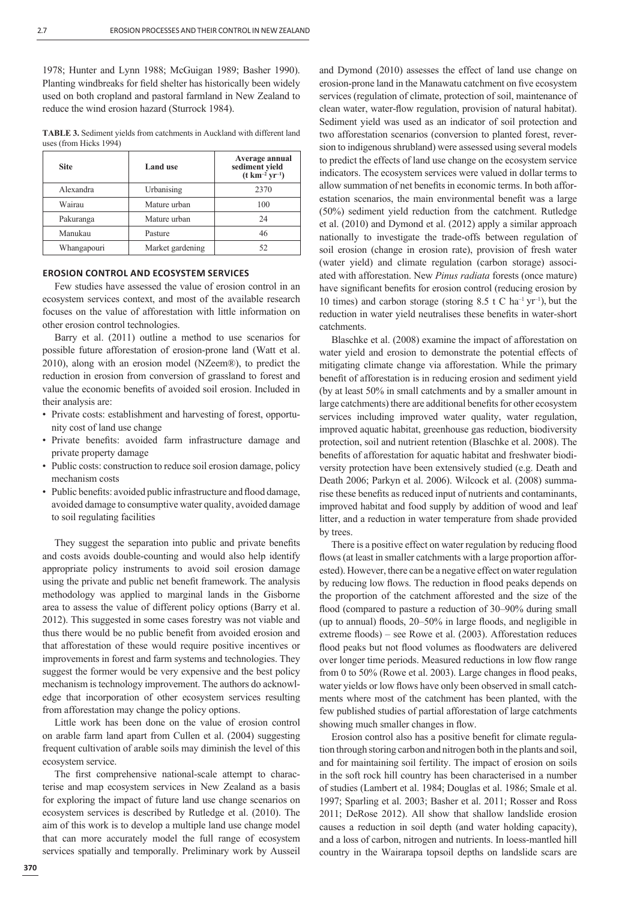1978; Hunter and Lynn 1988; McGuigan 1989; Basher 1990). Planting windbreaks for field shelter has historically been widely used on both cropland and pastoral farmland in New Zealand to reduce the wind erosion hazard (Sturrock 1984).

**TABLE 3.** Sediment yields from catchments in Auckland with different land uses (from Hicks 1994)

| Site | Land use | Average annual sediment yield (t km$^{-2}$ yr$^{-1}$) |
|---|---|---|
| Alexandra | Urbanising | 2370 |
| Wairau | Mature urban | 100 |
| Pakuranga | Mature urban | 24 |
| Manukau | Pasture | 46 |
| Whangapouri | Market gardening | 52 |

## EROSION CONTROL AND ECOSYSTEM SERVICES

Few studies have assessed the value of erosion control in an ecosystem services context, and most of the available research focuses on the value of afforestation with little information on other erosion control technologies.

Barry et al. (2011) outline a method to use scenarios for possible future afforestation of erosion-prone land (Watt et al. 2010), along with an erosion model (NZeem®), to predict the reduction in erosion from conversion of grassland to forest and value the economic benefits of avoided soil erosion. Included in their analysis are:

- Private costs: establishment and harvesting of forest, opportunity cost of land use change
- Private benefits: avoided farm infrastructure damage and private property damage
- Public costs: construction to reduce soil erosion damage, policy mechanism costs
- Public benefits: avoided public infrastructure and flood damage, avoided damage to consumptive water quality, avoided damage to soil regulating facilities

They suggest the separation into public and private benefits and costs avoids double-counting and would also help identify appropriate policy instruments to avoid soil erosion damage using the private and public net benefit framework. The analysis methodology was applied to marginal lands in the Gisborne area to assess the value of different policy options (Barry et al. 2012). This suggested in some cases forestry was not viable and thus there would be no public benefit from avoided erosion and that afforestation of these would require positive incentives or improvements in forest and farm systems and technologies. They suggest the former would be very expensive and the best policy mechanism is technology improvement. The authors do acknowledge that incorporation of other ecosystem services resulting from afforestation may change the policy options.

Little work has been done on the value of erosion control on arable farm land apart from Cullen et al. (2004) suggesting frequent cultivation of arable soils may diminish the level of this ecosystem service.

The first comprehensive national-scale attempt to characterise and map ecosystem services in New Zealand as a basis for exploring the impact of future land use change scenarios on ecosystem services is described by Rutledge et al. (2010). The aim of this work is to develop a multiple land use change model that can more accurately model the full range of ecosystem services spatially and temporally. Preliminary work by Ausseil and Dymond (2010) assesses the effect of land use change on erosion-prone land in the Manawatu catchment on five ecosystem services (regulation of climate, protection of soil, maintenance of clean water, water-flow regulation, provision of natural habitat). Sediment yield was used as an indicator of soil protection and two afforestation scenarios (conversion to planted forest, reversion to indigenous shrubland) were assessed using several models to predict the effects of land use change on the ecosystem service indicators. The ecosystem services were valued in dollar terms to allow summation of net benefits in economic terms. In both afforestation scenarios, the main environmental benefit was a large (50%) sediment yield reduction from the catchment. Rutledge et al. (2010) and Dymond et al. (2012) apply a similar approach nationally to investigate the trade-offs between regulation of soil erosion (change in erosion rate), provision of fresh water (water yield) and climate regulation (carbon storage) associated with afforestation. New *Pinus radiata* forests (once mature) have significant benefits for erosion control (reducing erosion by 10 times) and carbon storage (storing 8.5 t C ha$^{-1}$ yr$^{-1}$), but the reduction in water yield neutralises these benefits in water-short catchments.

Blaschke et al. (2008) examine the impact of afforestation on water yield and erosion to demonstrate the potential effects of mitigating climate change via afforestation. While the primary benefit of afforestation is in reducing erosion and sediment yield (by at least 50% in small catchments and by a smaller amount in large catchments) there are additional benefits for other ecosystem services including improved water quality, water regulation, improved aquatic habitat, greenhouse gas reduction, biodiversity protection, soil and nutrient retention (Blaschke et al. 2008). The benefits of afforestation for aquatic habitat and freshwater biodiversity protection have been extensively studied (e.g. Death and Death 2006; Parkyn et al. 2006). Wilcock et al. (2008) summarise these benefits as reduced input of nutrients and contaminants, improved habitat and food supply by addition of wood and leaf litter, and a reduction in water temperature from shade provided by trees.

There is a positive effect on water regulation by reducing flood flows (at least in smaller catchments with a large proportion afforested). However, there can be a negative effect on water regulation by reducing low flows. The reduction in flood peaks depends on the proportion of the catchment afforested and the size of the flood (compared to pasture a reduction of 30–90% during small (up to annual) floods, 20–50% in large floods, and negligible in extreme floods) – see Rowe et al. (2003). Afforestation reduces flood peaks but not flood volumes as floodwaters are delivered over longer time periods. Measured reductions in low flow range from 0 to 50% (Rowe et al. 2003). Large changes in flood peaks, water yields or low flows have only been observed in small catchments where most of the catchment has been planted, with the few published studies of partial afforestation of large catchments showing much smaller changes in flow.

Erosion control also has a positive benefit for climate regulation through storing carbon and nitrogen both in the plants and soil, and for maintaining soil fertility. The impact of erosion on soils in the soft rock hill country has been characterised in a number of studies (Lambert et al. 1984; Douglas et al. 1986; Smale et al. 1997; Sparling et al. 2003; Basher et al. 2011; Rosser and Ross 2011; DeRose 2012). All show that shallow landslide erosion causes a reduction in soil depth (and water holding capacity), and a loss of carbon, nitrogen and nutrients. In loess-mantled hill country in the Wairarapa topsoil depths on landslide scars are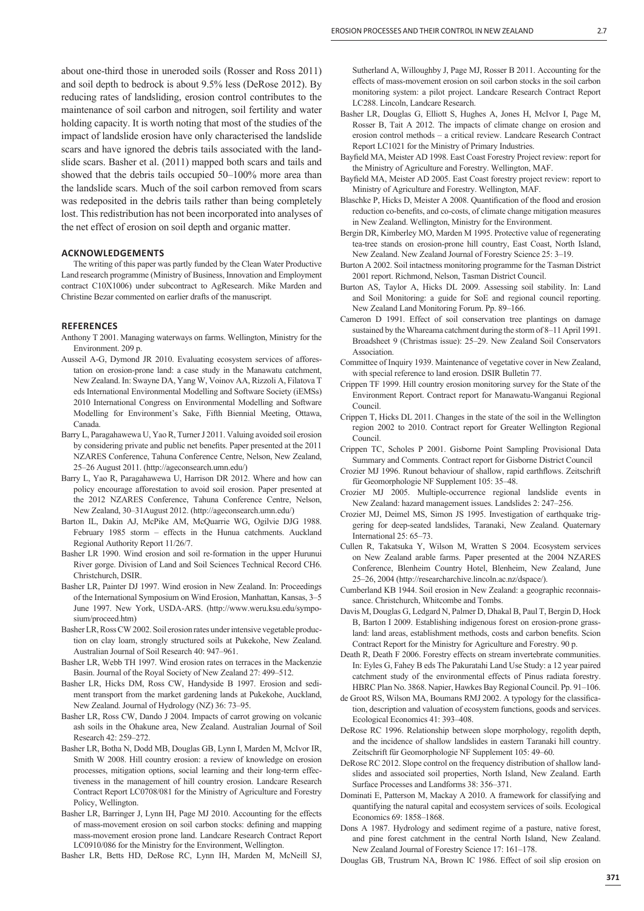about one-third those in uneroded soils (Rosser and Ross 2011) and soil depth to bedrock is about 9.5% less (DeRose 2012). By reducing rates of landsliding, erosion control contributes to the maintenance of soil carbon and nitrogen, soil fertility and water holding capacity. It is worth noting that most of the studies of the impact of landslide erosion have only characterised the landslide scars and have ignored the debris tails associated with the landslide scars. Basher et al. (2011) mapped both scars and tails and showed that the debris tails occupied 50–100% more area than the landslide scars. Much of the soil carbon removed from scars was redeposited in the debris tails rather than being completely lost. This redistribution has not been incorporated into analyses of the net effect of erosion on soil depth and organic matter.

## ACKNOWLEDGEMENTS

The writing of this paper was partly funded by the Clean Water Productive Land research programme (Ministry of Business, Innovation and Employment contract C10X1006) under subcontract to AgResearch. Mike Marden and Christine Bezar commented on earlier drafts of the manuscript.

## REFERENCES

Anthony T 2001. Managing waterways on farms. Wellington, Ministry for the Environment. 209 p.

Ausseil A-G, Dymond JR 2010. Evaluating ecosystem services of afforestation on erosion-prone land: a case study in the Manawatu catchment, New Zealand. In: Swayne DA, Yang W, Voinov AA, Rizzoli A, Filatova T eds International Environmental Modelling and Software Society (iEMSs) 2010 International Congress on Environmental Modelling and Software Modelling for Environment's Sake, Fifth Biennial Meeting, Ottawa, Canada.

Barry L, Paragahawewa U, Yao R, Turner J 2011. Valuing avoided soil erosion by considering private and public net benefits. Paper presented at the 2011 NZARES Conference, Tahuna Conference Centre, Nelson, New Zealand, 25–26 August 2011. (http://ageconsearch.umn.edu/)

Barry L, Yao R, Paragahawewa U, Harrison DR 2012. Where and how can policy encourage afforestation to avoid soil erosion. Paper presented at the 2012 NZARES Conference, Tahuna Conference Centre, Nelson, New Zealand, 30–31August 2012. (http://ageconsearch.umn.edu/)

Barton IL, Dakin AJ, McPike AM, McQuarrie WG, Ogilvie DJG 1988. February 1985 storm – effects in the Hunua catchments. Auckland Regional Authority Report 11/26/7.

Basher LR 1990. Wind erosion and soil re-formation in the upper Hurunui River gorge. Division of Land and Soil Sciences Technical Record CH6. Christchurch, DSIR.

Basher LR, Painter DJ 1997. Wind erosion in New Zealand. In: Proceedings of the International Symposium on Wind Erosion, Manhattan, Kansas, 3–5 June 1997. New York, USDA-ARS. (http://www.weru.ksu.edu/symposium/proceed.htm)

Basher LR, Ross CW 2002. Soil erosion rates under intensive vegetable production on clay loam, strongly structured soils at Pukekohe, New Zealand. Australian Journal of Soil Research 40: 947–961.

Basher LR, Webb TH 1997. Wind erosion rates on terraces in the Mackenzie Basin. Journal of the Royal Society of New Zealand 27: 499–512.

Basher LR, Hicks DM, Ross CW, Handyside B 1997. Erosion and sediment transport from the market gardening lands at Pukekohe, Auckland, New Zealand. Journal of Hydrology (NZ) 36: 73–95.

Basher LR, Ross CW, Dando J 2004. Impacts of carrot growing on volcanic ash soils in the Ohakune area, New Zealand. Australian Journal of Soil Research 42: 259–272.

Basher LR, Botha N, Dodd MB, Douglas GB, Lynn I, Marden M, McIvor IR, Smith W 2008. Hill country erosion: a review of knowledge on erosion processes, mitigation options, social learning and their long-term effectiveness in the management of hill country erosion. Landcare Research Contract Report LC0708/081 for the Ministry of Agriculture and Forestry Policy, Wellington.

Basher LR, Barringer J, Lynn IH, Page MJ 2010. Accounting for the effects of mass-movement erosion on soil carbon stocks: defining and mapping mass-movement erosion prone land. Landcare Research Contract Report LC0910/086 for the Ministry for the Environment, Wellington.

Basher LR, Betts HD, DeRose RC, Lynn IH, Marden M, McNeill SJ, Sutherland A, Willoughby J, Page MJ, Rosser B 2011. Accounting for the effects of mass-movement erosion on soil carbon stocks in the soil carbon monitoring system: a pilot project. Landcare Research Contract Report LC288. Lincoln, Landcare Research.

Basher LR, Douglas G, Elliott S, Hughes A, Jones H, McIvor I, Page M, Rosser B, Tait A 2012. The impacts of climate change on erosion and erosion control methods – a critical review. Landcare Research Contract Report LC1021 for the Ministry of Primary Industries.

Bayfield MA, Meister AD 1998. East Coast Forestry Project review: report for the Ministry of Agriculture and Forestry. Wellington, MAF.

Bayfield MA, Meister AD 2005. East Coast forestry project review: report to Ministry of Agriculture and Forestry. Wellington, MAF.

Blaschke P, Hicks D, Meister A 2008. Quantification of the flood and erosion reduction co-benefits, and co-costs, of climate change mitigation measures in New Zealand. Wellington, Ministry for the Environment.

Bergin DR, Kimberley MO, Marden M 1995. Protective value of regenerating tea-tree stands on erosion-prone hill country, East Coast, North Island, New Zealand. New Zealand Journal of Forestry Science 25: 3–19.

Burton A 2002. Soil intactness monitoring programme for the Tasman District 2001 report. Richmond, Nelson, Tasman District Council.

Burton AS, Taylor A, Hicks DL 2009. Assessing soil stability. In: Land and Soil Monitoring: a guide for SoE and regional council reporting. New Zealand Land Monitoring Forum. Pp. 89–166.

Cameron D 1991. Effect of soil conservation tree plantings on damage sustained by the Whareama catchment during the storm of 8–11 April 1991. Broadsheet 9 (Christmas issue): 25–29. New Zealand Soil Conservators Association.

Committee of Inquiry 1939. Maintenance of vegetative cover in New Zealand, with special reference to land erosion. DSIR Bulletin 77.

Crippen TF 1999. Hill country erosion monitoring survey for the State of the Environment Report. Contract report for Manawatu-Wanganui Regional Council.

Crippen T, Hicks DL 2011. Changes in the state of the soil in the Wellington region 2002 to 2010. Contract report for Greater Wellington Regional Council.

Crippen TC, Scholes P 2001. Gisborne Point Sampling Provisional Data Summary and Comments. Contract report for Gisborne District Council

Crozier MJ 1996. Runout behaviour of shallow, rapid earthflows. Zeitschrift für Geomorphologie NF Supplement 105: 35–48.

Crozier MJ 2005. Multiple-occurrence regional landslide events in New Zealand: hazard management issues. Landslides 2: 247–256.

Crozier MJ, Deimel MS, Simon JS 1995. Investigation of earthquake triggering for deep-seated landslides, Taranaki, New Zealand. Quaternary International 25: 65–73.

Cullen R, Takatsuka Y, Wilson M, Wratten S 2004. Ecosystem services on New Zealand arable farms. Paper presented at the 2004 NZARES Conference, Blenheim Country Hotel, Blenheim, New Zealand, June 25–26, 2004 (http://researcharchive.lincoln.ac.nz/dspace/).

Cumberland KB 1944. Soil erosion in New Zealand: a geographic reconnaissance. Christchurch, Whitcombe and Tombs.

Davis M, Douglas G, Ledgard N, Palmer D, Dhakal B, Paul T, Bergin D, Hock B, Barton I 2009. Establishing indigenous forest on erosion-prone grassland: land areas, establishment methods, costs and carbon benefits. Scion Contract Report for the Ministry for Agriculture and Forestry. 90 p.

Death R, Death F 2006. Forestry effects on stream invertebrate communities. In: Eyles G, Fahey B eds The Pakuratahi Land Use Study: a 12 year paired catchment study of the environmental effects of Pinus radiata forestry. HBRC Plan No. 3868. Napier, Hawkes Bay Regional Council. Pp. 91–106.

de Groot RS, Wilson MA, Boumans RMJ 2002. A typology for the classification, description and valuation of ecosystem functions, goods and services. Ecological Economics 41: 393–408.

DeRose RC 1996. Relationship between slope morphology, regolith depth, and the incidence of shallow landslides in eastern Taranaki hill country. Zeitschrift für Geomorphologie NF Supplement 105: 49–60.

DeRose RC 2012. Slope control on the frequency distribution of shallow landslides and associated soil properties, North Island, New Zealand. Earth Surface Processes and Landforms 38: 356–371.

Dominati E, Patterson M, Mackay A 2010. A framework for classifying and quantifying the natural capital and ecosystem services of soils. Ecological Economics 69: 1858–1868.

Dons A 1987. Hydrology and sediment regime of a pasture, native forest, and pine forest catchment in the central North Island, New Zealand. New Zealand Journal of Forestry Science 17: 161–178.

Douglas GB, Trustrum NA, Brown IC 1986. Effect of soil slip erosion on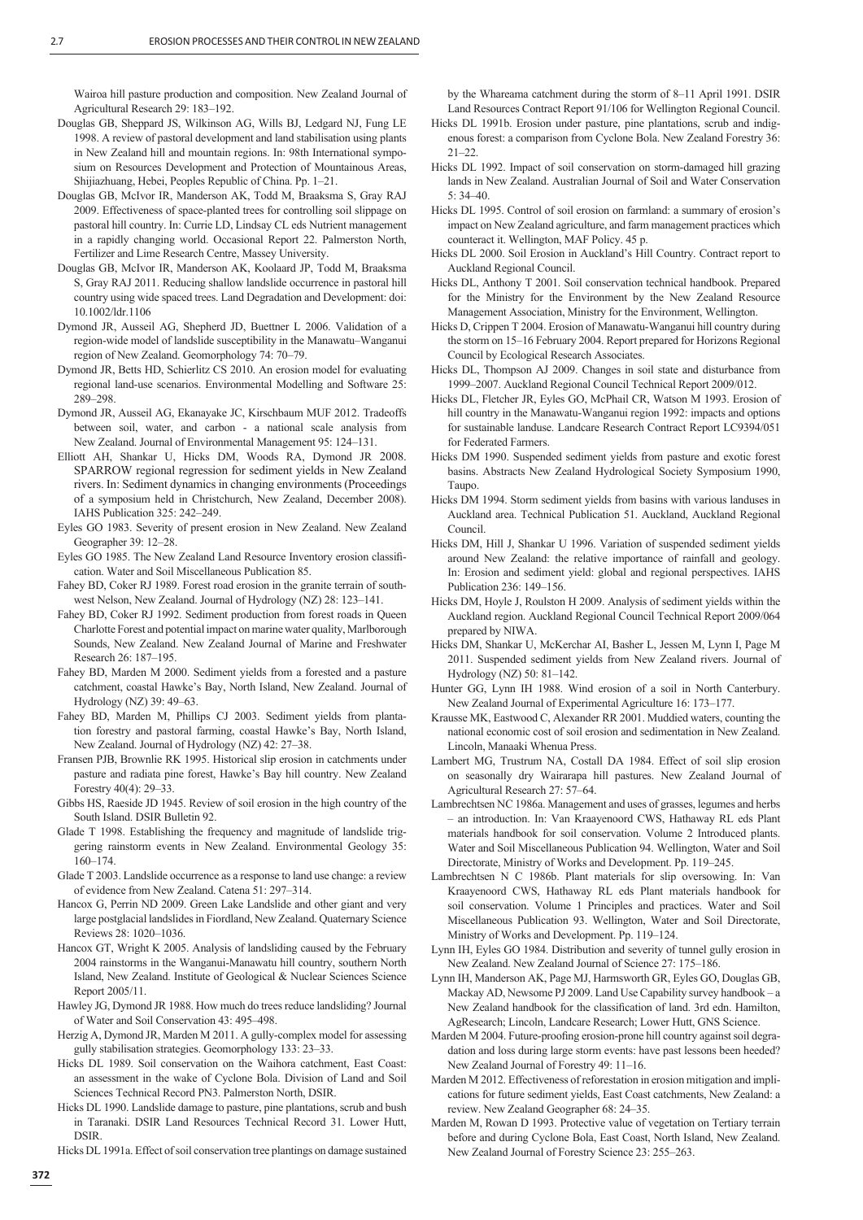Wairoa hill pasture production and composition. New Zealand Journal of Agricultural Research 29: 183–192.

Douglas GB, Sheppard JS, Wilkinson AG, Wills BJ, Ledgard NJ, Fung LE 1998. A review of pastoral development and land stabilisation using plants in New Zealand hill and mountain regions. In: 98th International symposium on Resources Development and Protection of Mountainous Areas, Shijiazhuang, Hebei, Peoples Republic of China. Pp. 1–21.

Douglas GB, McIvor IR, Manderson AK, Todd M, Braaksma S, Gray RAJ 2009. Effectiveness of space-planted trees for controlling soil slippage on pastoral hill country. In: Currie LD, Lindsay CL eds Nutrient management in a rapidly changing world. Occasional Report 22. Palmerston North, Fertilizer and Lime Research Centre, Massey University.

Douglas GB, McIvor IR, Manderson AK, Koolaard JP, Todd M, Braaksma S, Gray RAJ 2011. Reducing shallow landslide occurrence in pastoral hill country using wide spaced trees. Land Degradation and Development: doi: 10.1002/ldr.1106

Dymond JR, Ausseil AG, Shepherd JD, Buettner L 2006. Validation of a region-wide model of landslide susceptibility in the Manawatu–Wanganui region of New Zealand. Geomorphology 74: 70–79.

Dymond JR, Betts HD, Schierlitz CS 2010. An erosion model for evaluating regional land-use scenarios. Environmental Modelling and Software 25: 289–298.

Dymond JR, Ausseil AG, Ekanayake JC, Kirschbaum MUF 2012. Tradeoffs between soil, water, and carbon - a national scale analysis from New Zealand. Journal of Environmental Management 95: 124–131.

Elliott AH, Shankar U, Hicks DM, Woods RA, Dymond JR 2008. SPARROW regional regression for sediment yields in New Zealand rivers. In: Sediment dynamics in changing environments (Proceedings of a symposium held in Christchurch, New Zealand, December 2008). IAHS Publication 325: 242–249.

Eyles GO 1983. Severity of present erosion in New Zealand. New Zealand Geographer 39: 12–28.

Eyles GO 1985. The New Zealand Land Resource Inventory erosion classification. Water and Soil Miscellaneous Publication 85.

Fahey BD, Coker RJ 1989. Forest road erosion in the granite terrain of southwest Nelson, New Zealand. Journal of Hydrology (NZ) 28: 123–141.

Fahey BD, Coker RJ 1992. Sediment production from forest roads in Queen Charlotte Forest and potential impact on marine water quality, Marlborough Sounds, New Zealand. New Zealand Journal of Marine and Freshwater Research 26: 187–195.

Fahey BD, Marden M 2000. Sediment yields from a forested and a pasture catchment, coastal Hawke's Bay, North Island, New Zealand. Journal of Hydrology (NZ) 39: 49–63.

Fahey BD, Marden M, Phillips CJ 2003. Sediment yields from plantation forestry and pastoral farming, coastal Hawke's Bay, North Island, New Zealand. Journal of Hydrology (NZ) 42: 27–38.

Fransen PJB, Brownlie RK 1995. Historical slip erosion in catchments under pasture and radiata pine forest, Hawke's Bay hill country. New Zealand Forestry 40(4): 29–33.

Gibbs HS, Raeside JD 1945. Review of soil erosion in the high country of the South Island. DSIR Bulletin 92.

Glade T 1998. Establishing the frequency and magnitude of landslide triggering rainstorm events in New Zealand. Environmental Geology 35: 160–174.

Glade T 2003. Landslide occurrence as a response to land use change: a review of evidence from New Zealand. Catena 51: 297–314.

Hancox G, Perrin ND 2009. Green Lake Landslide and other giant and very large postglacial landslides in Fiordland, New Zealand. Quaternary Science Reviews 28: 1020–1036.

Hancox GT, Wright K 2005. Analysis of landsliding caused by the February 2004 rainstorms in the Wanganui-Manawatu hill country, southern North Island, New Zealand. Institute of Geological & Nuclear Sciences Science Report 2005/11.

Hawley JG, Dymond JR 1988. How much do trees reduce landsliding? Journal of Water and Soil Conservation 43: 495–498.

Herzig A, Dymond JR, Marden M 2011. A gully-complex model for assessing gully stabilisation strategies. Geomorphology 133: 23–33.

Hicks DL 1989. Soil conservation on the Waihora catchment, East Coast: an assessment in the wake of Cyclone Bola. Division of Land and Soil Sciences Technical Record PN3. Palmerston North, DSIR.

Hicks DL 1990. Landslide damage to pasture, pine plantations, scrub and bush in Taranaki. DSIR Land Resources Technical Record 31. Lower Hutt, DSIR.

Hicks DL 1991a. Effect of soil conservation tree plantings on damage sustained by the Whareama catchment during the storm of 8–11 April 1991. DSIR Land Resources Contract Report 91/106 for Wellington Regional Council.

Hicks DL 1991b. Erosion under pasture, pine plantations, scrub and indigenous forest: a comparison from Cyclone Bola. New Zealand Forestry 36: 21–22.

Hicks DL 1992. Impact of soil conservation on storm-damaged hill grazing lands in New Zealand. Australian Journal of Soil and Water Conservation 5: 34–40.

Hicks DL 1995. Control of soil erosion on farmland: a summary of erosion's impact on New Zealand agriculture, and farm management practices which counteract it. Wellington, MAF Policy. 45 p.

Hicks DL 2000. Soil Erosion in Auckland's Hill Country. Contract report to Auckland Regional Council.

Hicks DL, Anthony T 2001. Soil conservation technical handbook. Prepared for the Ministry for the Environment by the New Zealand Resource Management Association, Ministry for the Environment, Wellington.

Hicks D, Crippen T 2004. Erosion of Manawatu-Wanganui hill country during the storm on 15–16 February 2004. Report prepared for Horizons Regional Council by Ecological Research Associates.

Hicks DL, Thompson AJ 2009. Changes in soil state and disturbance from 1999–2007. Auckland Regional Council Technical Report 2009/012.

Hicks DL, Fletcher JR, Eyles GO, McPhail CR, Watson M 1993. Erosion of hill country in the Manawatu-Wanganui region 1992: impacts and options for sustainable landuse. Landcare Research Contract Report LC9394/051 for Federated Farmers.

Hicks DM 1990. Suspended sediment yields from pasture and exotic forest basins. Abstracts New Zealand Hydrological Society Symposium 1990, Taupo.

Hicks DM 1994. Storm sediment yields from basins with various landuses in Auckland area. Technical Publication 51. Auckland, Auckland Regional Council.

Hicks DM, Hill J, Shankar U 1996. Variation of suspended sediment yields around New Zealand: the relative importance of rainfall and geology. In: Erosion and sediment yield: global and regional perspectives. IAHS Publication 236: 149–156.

Hicks DM, Hoyle J, Roulston H 2009. Analysis of sediment yields within the Auckland region. Auckland Regional Council Technical Report 2009/064 prepared by NIWA.

Hicks DM, Shankar U, McKerchar AI, Basher L, Jessen M, Lynn I, Page M 2011. Suspended sediment yields from New Zealand rivers. Journal of Hydrology (NZ) 50: 81–142.

Hunter GG, Lynn IH 1988. Wind erosion of a soil in North Canterbury. New Zealand Journal of Experimental Agriculture 16: 173–177.

Krausse MK, Eastwood C, Alexander RR 2001. Muddied waters, counting the national economic cost of soil erosion and sedimentation in New Zealand. Lincoln, Manaaki Whenua Press.

Lambert MG, Trustrum NA, Costall DA 1984. Effect of soil slip erosion on seasonally dry Wairarapa hill pastures. New Zealand Journal of Agricultural Research 27: 57–64.

Lambrechtsen NC 1986a. Management and uses of grasses, legumes and herbs – an introduction. In: Van Kraayenoord CWS, Hathaway RL eds Plant materials handbook for soil conservation. Volume 2 Introduced plants. Water and Soil Miscellaneous Publication 94. Wellington, Water and Soil Directorate, Ministry of Works and Development. Pp. 119–245.

Lambrechtsen N C 1986b. Plant materials for slip oversowing. In: Van Kraayenoord CWS, Hathaway RL eds Plant materials handbook for soil conservation. Volume 1 Principles and practices. Water and Soil Miscellaneous Publication 93. Wellington, Water and Soil Directorate, Ministry of Works and Development. Pp. 119–124.

Lynn IH, Eyles GO 1984. Distribution and severity of tunnel gully erosion in New Zealand. New Zealand Journal of Science 27: 175–186.

Lynn IH, Manderson AK, Page MJ, Harmsworth GR, Eyles GO, Douglas GB, Mackay AD, Newsome PJ 2009. Land Use Capability survey handbook – a New Zealand handbook for the classification of land. 3rd edn. Hamilton, AgResearch; Lincoln, Landcare Research; Lower Hutt, GNS Science.

Marden M 2004. Future-proofing erosion-prone hill country against soil degradation and loss during large storm events: have past lessons been heeded? New Zealand Journal of Forestry 49: 11–16.

Marden M 2012. Effectiveness of reforestation in erosion mitigation and implications for future sediment yields, East Coast catchments, New Zealand: a review. New Zealand Geographer 68: 24–35.

Marden M, Rowan D 1993. Protective value of vegetation on Tertiary terrain before and during Cyclone Bola, East Coast, North Island, New Zealand. New Zealand Journal of Forestry Science 23: 255–263.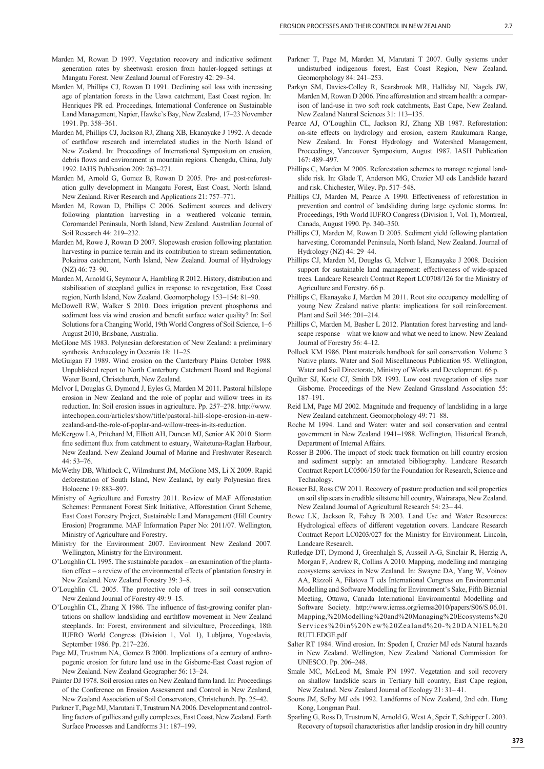Marden M, Rowan D 1997. Vegetation recovery and indicative sediment generation rates by sheetwash erosion from hauler-logged settings at Mangatu Forest. New Zealand Journal of Forestry 42: 29–34.

Marden M, Phillips CJ, Rowan D 1991. Declining soil loss with increasing age of plantation forests in the Uawa catchment, East Coast region. In: Henriques PR ed. Proceedings, International Conference on Sustainable Land Management, Napier, Hawke's Bay, New Zealand, 17–23 November 1991. Pp. 358–361.

Marden M, Phillips CJ, Jackson RJ, Zhang XB, Ekanayake J 1992. A decade of earthflow research and interrelated studies in the North Island of New Zealand. In: Proceedings of International Symposium on erosion, debris flows and environment in mountain regions. Chengdu, China, July 1992. IAHS Publication 209: 263–271.

Marden M, Arnold G, Gomez B, Rowan D 2005. Pre- and post-reforestation gully development in Mangatu Forest, East Coast, North Island, New Zealand. River Research and Applications 21: 757–771.

Marden M, Rowan D, Phillips C 2006. Sediment sources and delivery following plantation harvesting in a weathered volcanic terrain, Coromandel Peninsula, North Island, New Zealand. Australian Journal of Soil Research 44: 219–232.

Marden M, Rowe J, Rowan D 2007. Slopewash erosion following plantation harvesting in pumice terrain and its contribution to stream sedimentation, Pokairoa catchment, North Island, New Zealand. Journal of Hydrology (NZ) 46: 73–90.

Marden M, Arnold G, Seymour A, Hambling R 2012. History, distribution and stabilisation of steepland gullies in response to revegetation, East Coast region, North Island, New Zealand. Geomorphology 153–154: 81–90.

McDowell RW, Walker S 2010. Does irrigation prevent phosphorus and sediment loss via wind erosion and benefit surface water quality? In: Soil Solutions for a Changing World, 19th World Congress of Soil Science, 1–6 August 2010, Brisbane, Australia.

McGlone MS 1983. Polynesian deforestation of New Zealand: a preliminary synthesis. Archaeology in Oceania 18: 11–25.

McGuigan FJ 1989. Wind erosion on the Canterbury Plains October 1988. Unpublished report to North Canterbury Catchment Board and Regional Water Board, Christchurch, New Zealand.

McIvor I, Douglas G, Dymond J, Eyles G, Marden M 2011. Pastoral hillslope erosion in New Zealand and the role of poplar and willow trees in its reduction. In: Soil erosion issues in agriculture. Pp. 257–278. http://www.intechopen.com/articles/show/title/pastoral-hill-slope-erosion-in-new-zealand-and-the-role-of-poplar-and-willow-trees-in-its-reduction.

McKergow LA, Pritchard M, Elliott AH, Duncan MJ, Senior AK 2010. Storm fine sediment flux from catchment to estuary, Waitetuna-Raglan Harbour, New Zealand. New Zealand Journal of Marine and Freshwater Research 44: 53–76.

McWethy DB, Whitlock C, Wilmshurst JM, McGlone MS, Li X 2009. Rapid deforestation of South Island, New Zealand, by early Polynesian fires. Holocene 19: 883–897.

Ministry of Agriculture and Forestry 2011. Review of MAF Afforestation Schemes: Permanent Forest Sink Initiative, Afforestation Grant Scheme, East Coast Forestry Project, Sustainable Land Management (Hill Country Erosion) Programme. MAF Information Paper No: 2011/07. Wellington, Ministry of Agriculture and Forestry.

Ministry for the Environment 2007. Environment New Zealand 2007. Wellington, Ministry for the Environment.

O'Loughlin CL 1995. The sustainable paradox – an examination of the plantation effect – a review of the environmental effects of plantation forestry in New Zealand. New Zealand Forestry 39: 3–8.

O'Loughlin CL 2005. The protective role of trees in soil conservation. New Zealand Journal of Forestry 49: 9–15.

O'Loughlin CL, Zhang X 1986. The influence of fast-growing conifer plantations on shallow landsliding and earthflow movement in New Zealand steeplands. In: Forest, environment and silviculture, Proceedings, 18th IUFRO World Congress (Division 1, Vol. 1), Lubljana, Yugoslavia, September 1986. Pp. 217–226.

Page MJ, Trustrum NA, Gomez B 2000. Implications of a century of anthropogenic erosion for future land use in the Gisborne-East Coast region of New Zealand. New Zealand Geographer 56: 13–24.

Painter DJ 1978. Soil erosion rates on New Zealand farm land. In: Proceedings of the Conference on Erosion Assessment and Control in New Zealand, New Zealand Association of Soil Conservators, Christchurch. Pp. 25–42.

Parkner T, Page MJ, Marutani T, Trustrum NA 2006. Development and controlling factors of gullies and gully complexes, East Coast, New Zealand. Earth Surface Processes and Landforms 31: 187–199.

Parkner T, Page M, Marden M, Marutani T 2007. Gully systems under undisturbed indigenous forest, East Coast Region, New Zealand. Geomorphology 84: 241–253.

Parkyn SM, Davies-Colley R, Scarsbrook MR, Halliday NJ, Nagels JW, Marden M, Rowan D 2006. Pine afforestation and stream health: a comparison of land-use in two soft rock catchments, East Cape, New Zealand. New Zealand Natural Sciences 31: 113–135.

Pearce AJ, O'Loughlin CL, Jackson RJ, Zhang XB 1987. Reforestation: on-site effects on hydrology and erosion, eastern Raukumara Range, New Zealand. In: Forest Hydrology and Watershed Management, Proceedings, Vancouver Symposium, August 1987. IASH Publication 167: 489–497.

Phillips C, Marden M 2005. Reforestation schemes to manage regional landslide risk. In: Glade T, Anderson MG, Crozier MJ eds Landslide hazard and risk. Chichester, Wiley. Pp. 517–548.

Phillips CJ, Marden M, Pearce A 1990. Effectiveness of reforestation in prevention and control of landsliding during large cyclonic storms. In: Proceedings, 19th World IUFRO Congress (Division 1, Vol. 1), Montreal, Canada, August 1990. Pp. 340–350.

Phillips CJ, Marden M, Rowan D 2005. Sediment yield following plantation harvesting, Coromandel Peninsula, North Island, New Zealand. Journal of Hydrology (NZ) 44: 29–44.

Phillips CJ, Marden M, Douglas G, McIvor I, Ekanayake J 2008. Decision support for sustainable land management: effectiveness of wide-spaced trees. Landcare Research Contract Report LC0708/126 for the Ministry of Agriculture and Forestry. 66 p.

Phillips C, Ekanayake J, Marden M 2011. Root site occupancy modelling of young New Zealand native plants: implications for soil reinforcement. Plant and Soil 346: 201–214.

Phillips C, Marden M, Basher L 2012. Plantation forest harvesting and landscape response – what we know and what we need to know. New Zealand Journal of Forestry 56: 4–12.

Pollock KM 1986. Plant materials handbook for soil conservation. Volume 3 Native plants. Water and Soil Miscellaneous Publication 95. Wellington, Water and Soil Directorate, Ministry of Works and Development. 66 p.

Quilter SJ, Korte CJ, Smith DR 1993. Low cost revegetation of slips near Gisborne. Proceedings of the New Zealand Grassland Association 55: 187–191.

Reid LM, Page MJ 2002. Magnitude and frequency of landsliding in a large New Zealand catchment. Geomorphology 49: 71–88.

Roche M 1994. Land and Water: water and soil conservation and central government in New Zealand 1941–1988. Wellington, Historical Branch, Department of Internal Affairs.

Rosser B 2006. The impact of stock track formation on hill country erosion and sediment supply: an annotated bibliography. Landcare Research Contract Report LC0506/150 for the Foundation for Research, Science and Technology.

Rosser BJ, Ross CW 2011. Recovery of pasture production and soil properties on soil slip scars in erodible siltstone hill country, Wairarapa, New Zealand. New Zealand Journal of Agricultural Research 54: 23– 44.

Rowe LK, Jackson R, Fahey B 2003. Land Use and Water Resources: Hydrological effects of different vegetation covers. Landcare Research Contract Report LC0203/027 for the Ministry for Environment. Lincoln, Landcare Research.

Rutledge DT, Dymond J, Greenhalgh S, Ausseil A-G, Sinclair R, Herzig A, Morgan F, Andrew R, Collins A 2010. Mapping, modelling and managing ecosystems services in New Zealand. In: Swayne DA, Yang W, Voinov AA, Rizzoli A, Filatova T eds International Congress on Environmental Modelling and Software Modelling for Environment's Sake, Fifth Biennial Meeting, Ottawa, Canada International Environmental Modelling and Software Society. http://www.iemss.org/iemss2010/papers/S06/S.06.01. Mapping,%20Modelling%20and%20Managing%20Ecosystems%20 Services%20in%20New%20Zealand%20-%20DANIEL%20 RUTLEDGE.pdf

Salter RT 1984. Wind erosion. In: Speden I, Crozier MJ eds Natural hazards in New Zealand. Wellington, New Zealand National Commission for UNESCO. Pp. 206–248.

Smale MC, McLeod M, Smale PN 1997. Vegetation and soil recovery on shallow landslide scars in Tertiary hill country, East Cape region, New Zealand. New Zealand Journal of Ecology 21: 31– 41.

Soons JM, Selby MJ eds 1992. Landforms of New Zealand, 2nd edn. Hong Kong, Longman Paul.

Sparling G, Ross D, Trustrum N, Arnold G, West A, Speir T, Schipper L 2003. Recovery of topsoil characteristics after landslip erosion in dry hill country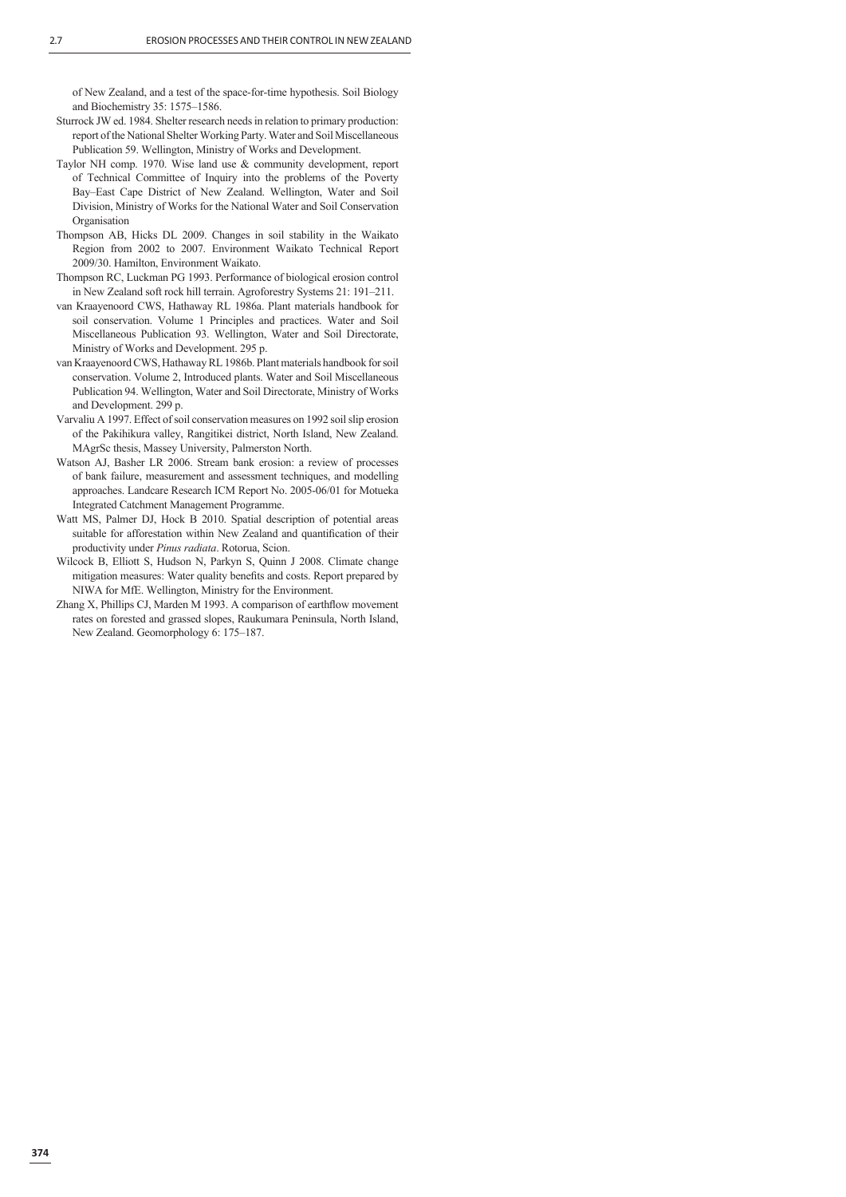of New Zealand, and a test of the space-for-time hypothesis. Soil Biology and Biochemistry 35: 1575–1586.

Sturrock JW ed. 1984. Shelter research needs in relation to primary production: report of the National Shelter Working Party. Water and Soil Miscellaneous Publication 59. Wellington, Ministry of Works and Development.

Taylor NH comp. 1970. Wise land use & community development, report of Technical Committee of Inquiry into the problems of the Poverty Bay–East Cape District of New Zealand. Wellington, Water and Soil Division, Ministry of Works for the National Water and Soil Conservation Organisation

Thompson AB, Hicks DL 2009. Changes in soil stability in the Waikato Region from 2002 to 2007. Environment Waikato Technical Report 2009/30. Hamilton, Environment Waikato.

Thompson RC, Luckman PG 1993. Performance of biological erosion control in New Zealand soft rock hill terrain. Agroforestry Systems 21: 191–211.

van Kraayenoord CWS, Hathaway RL 1986a. Plant materials handbook for soil conservation. Volume 1 Principles and practices. Water and Soil Miscellaneous Publication 93. Wellington, Water and Soil Directorate, Ministry of Works and Development. 295 p.

van Kraayenoord CWS, Hathaway RL 1986b. Plant materials handbook for soil conservation. Volume 2, Introduced plants. Water and Soil Miscellaneous Publication 94. Wellington, Water and Soil Directorate, Ministry of Works and Development. 299 p.

Varvaliu A 1997. Effect of soil conservation measures on 1992 soil slip erosion of the Pakihikura valley, Rangitikei district, North Island, New Zealand. MAgrSc thesis, Massey University, Palmerston North.

Watson AJ, Basher LR 2006. Stream bank erosion: a review of processes of bank failure, measurement and assessment techniques, and modelling approaches. Landcare Research ICM Report No. 2005-06/01 for Motueka Integrated Catchment Management Programme.

Watt MS, Palmer DJ, Hock B 2010. Spatial description of potential areas suitable for afforestation within New Zealand and quantification of their productivity under *Pinus radiata*. Rotorua, Scion.

Wilcock B, Elliott S, Hudson N, Parkyn S, Quinn J 2008. Climate change mitigation measures: Water quality benefits and costs. Report prepared by NIWA for MfE. Wellington, Ministry for the Environment.

Zhang X, Phillips CJ, Marden M 1993. A comparison of earthflow movement rates on forested and grassed slopes, Raukumara Peninsula, North Island, New Zealand. Geomorphology 6: 175–187.